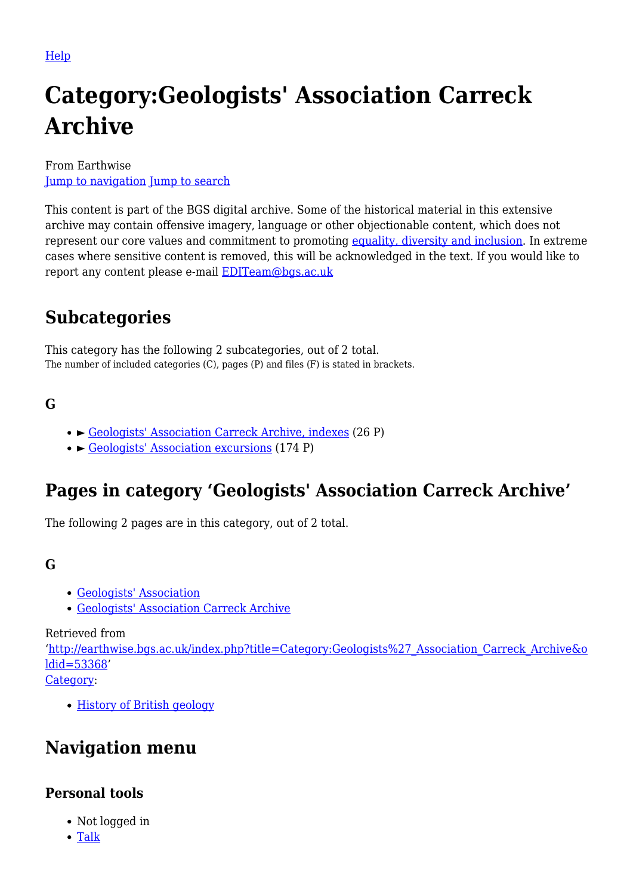Help

# Category:Geologists' Association Carreck Archive

From Earthwise
Jump to navigation Jump to search

This content is part of the BGS digital archive. Some of the historical material in this extensive archive may contain offensive imagery, language or other objectionable content, which does not represent our core values and commitment to promoting equality, diversity and inclusion. In extreme cases where sensitive content is removed, this will be acknowledged in the text. If you would like to report any content please e-mail EDITeam@bgs.ac.uk

## Subcategories

This category has the following 2 subcategories, out of 2 total.
The number of included categories (C), pages (P) and files (F) is stated in brackets.

### G

- ► Geologists' Association Carreck Archive, indexes (26 P)
- ► Geologists' Association excursions (174 P)

## Pages in category 'Geologists' Association Carreck Archive'

The following 2 pages are in this category, out of 2 total.

### G

- Geologists' Association
- Geologists' Association Carreck Archive

Retrieved from
'http://earthwise.bgs.ac.uk/index.php?title=Category:Geologists%27_Association_Carreck_Archive&oldid=53368'
Category:

- History of British geology

## Navigation menu

### Personal tools

- Not logged in
- Talk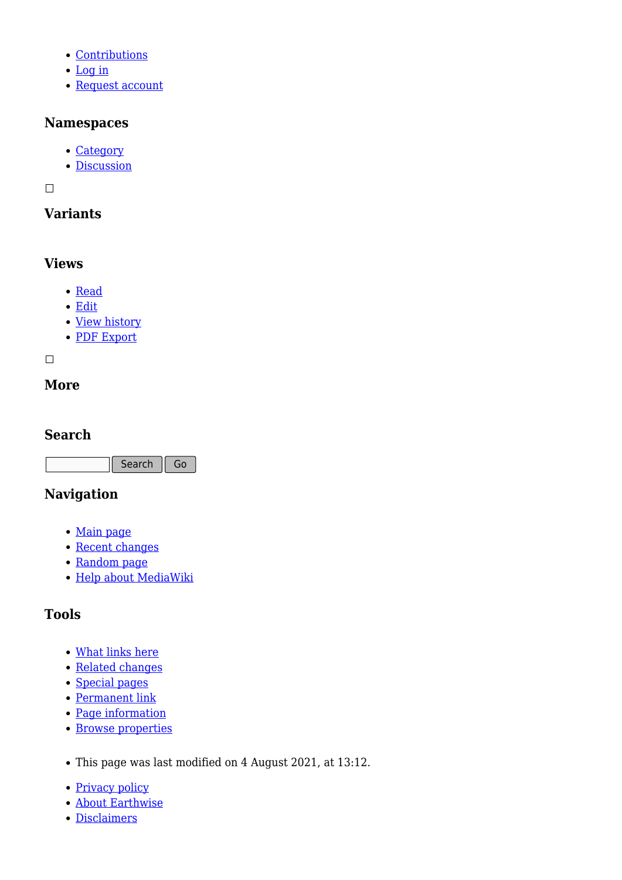- Contributions
- Log in
- Request account

## Namespaces

- Category
- Discussion

☐

## Variants

## Views

- Read
- Edit
- View history
- PDF Export

☐

## More

## Search

Search Go

## Navigation

- Main page
- Recent changes
- Random page
- Help about MediaWiki

## Tools

- What links here
- Related changes
- Special pages
- Permanent link
- Page information
- Browse properties

- This page was last modified on 4 August 2021, at 13:12.

- Privacy policy
- About Earthwise
- Disclaimers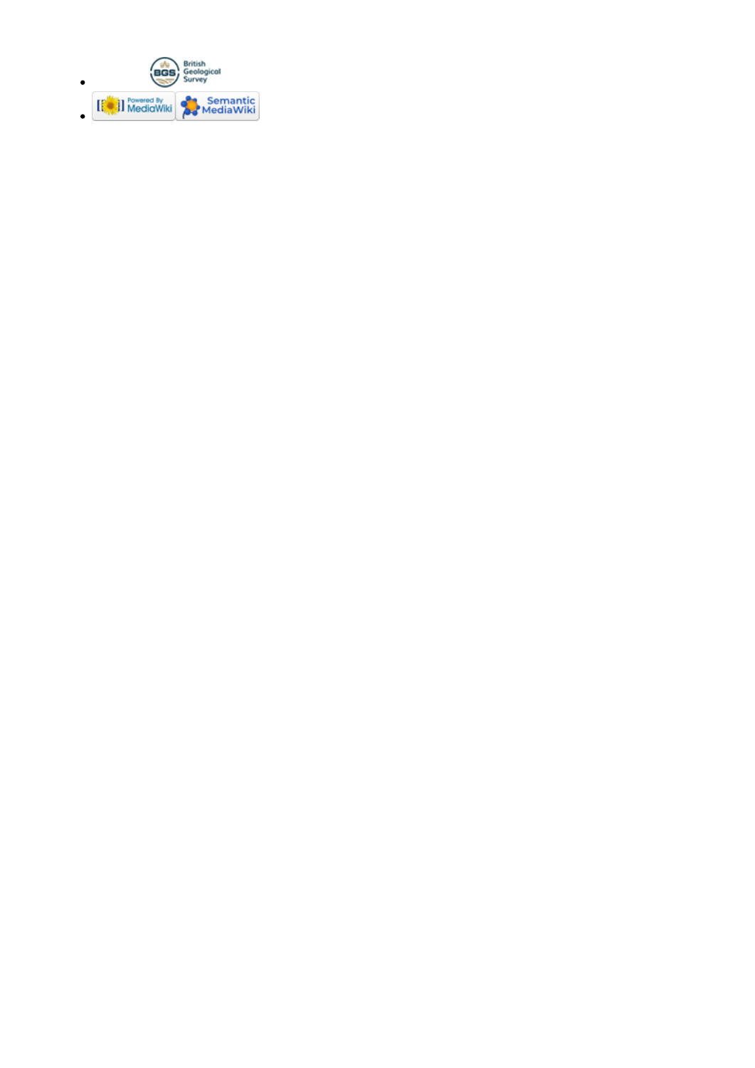- British Geological Survey
- Powered By MediaWiki Semantic MediaWiki